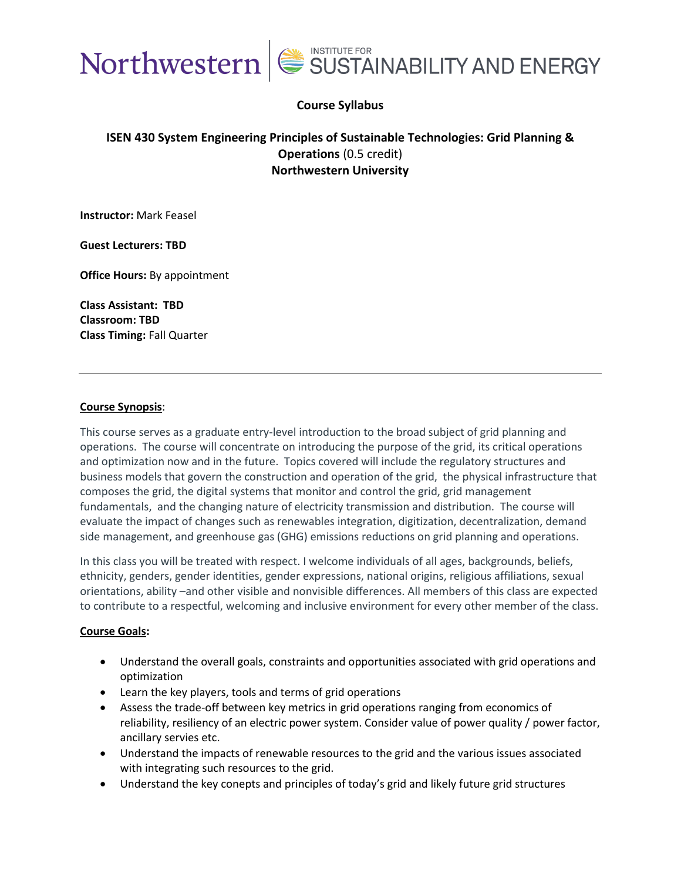Northwestern | INSTITUTE FOR SUSTAINABILITY AND ENERGY

**Course Syllabus**

**ISEN 430 System Engineering Principles of Sustainable Technologies: Grid Planning & Operations** (0.5 credit)
**Northwestern University**

**Instructor:** Mark Feasel

**Guest Lecturers: TBD**

**Office Hours:** By appointment

**Class Assistant: TBD**
**Classroom: TBD**
**Class Timing:** Fall Quarter

---

**Course Synopsis**:

This course serves as a graduate entry-level introduction to the broad subject of grid planning and operations. The course will concentrate on introducing the purpose of the grid, its critical operations and optimization now and in the future. Topics covered will include the regulatory structures and business models that govern the construction and operation of the grid, the physical infrastructure that composes the grid, the digital systems that monitor and control the grid, grid management fundamentals, and the changing nature of electricity transmission and distribution. The course will evaluate the impact of changes such as renewables integration, digitization, decentralization, demand side management, and greenhouse gas (GHG) emissions reductions on grid planning and operations.

In this class you will be treated with respect. I welcome individuals of all ages, backgrounds, beliefs, ethnicity, genders, gender identities, gender expressions, national origins, religious affiliations, sexual orientations, ability –and other visible and nonvisible differences. All members of this class are expected to contribute to a respectful, welcoming and inclusive environment for every other member of the class.

**Course Goals:**

- Understand the overall goals, constraints and opportunities associated with grid operations and optimization
- Learn the key players, tools and terms of grid operations
- Assess the trade-off between key metrics in grid operations ranging from economics of reliability, resiliency of an electric power system. Consider value of power quality / power factor, ancillary servies etc.
- Understand the impacts of renewable resources to the grid and the various issues associated with integrating such resources to the grid.
- Understand the key conepts and principles of today's grid and likely future grid structures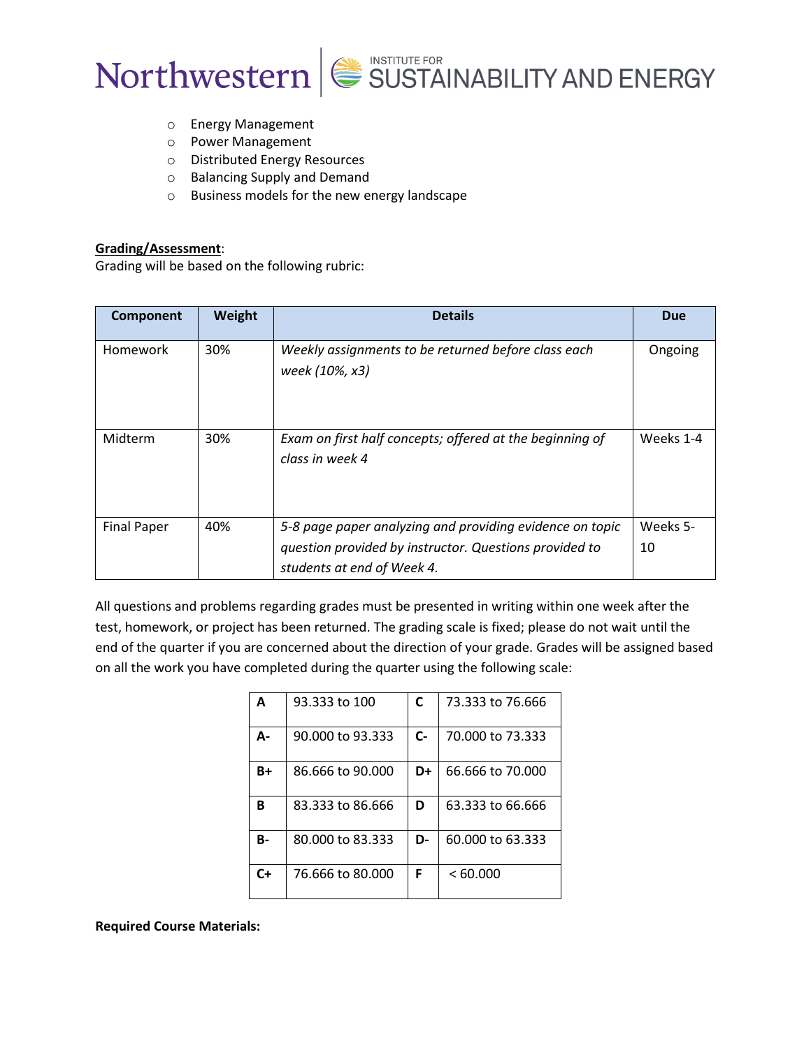- Energy Management
- Power Management
- Distributed Energy Resources
- Balancing Supply and Demand
- Business models for the new energy landscape

**Grading/Assessment**:
Grading will be based on the following rubric:

| Component | Weight | Details | Due |
|---|---|---|---|
| Homework | 30% | *Weekly assignments to be returned before class each week (10%, x3)* | Ongoing |
| Midterm | 30% | *Exam on first half concepts; offered at the beginning of class in week 4* | Weeks 1-4 |
| Final Paper | 40% | *5-8 page paper analyzing and providing evidence on topic question provided by instructor. Questions provided to students at end of Week 4.* | Weeks 5-10 |

All questions and problems regarding grades must be presented in writing within one week after the test, homework, or project has been returned. The grading scale is fixed; please do not wait until the end of the quarter if you are concerned about the direction of your grade. Grades will be assigned based on all the work you have completed during the quarter using the following scale:

| | | | |
|---|---|---|---|
| **A** | 93.333 to 100 | **C** | 73.333 to 76.666 |
| **A-** | 90.000 to 93.333 | **C-** | 70.000 to 73.333 |
| **B+** | 86.666 to 90.000 | **D+** | 66.666 to 70.000 |
| **B** | 83.333 to 86.666 | **D** | 63.333 to 66.666 |
| **B-** | 80.000 to 83.333 | **D-** | 60.000 to 63.333 |
| **C+** | 76.666 to 80.000 | **F** | < 60.000 |

**Required Course Materials:**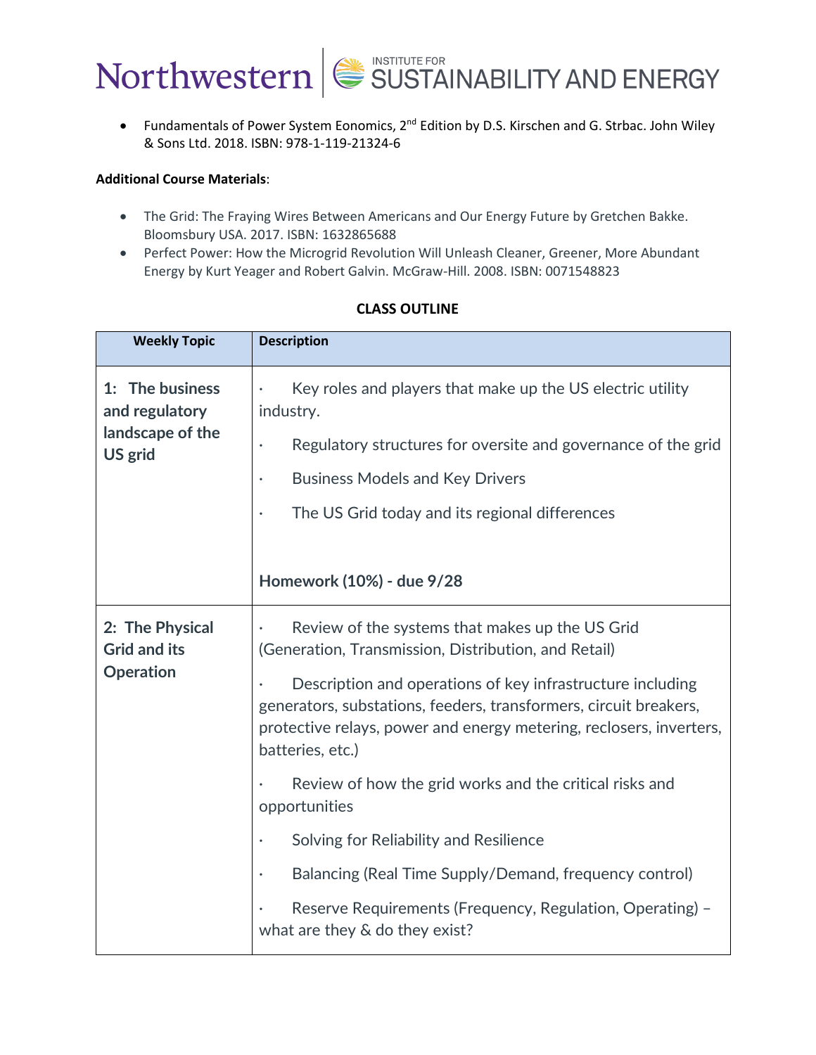- Fundamentals of Power System Eonomics, 2nd Edition by D.S. Kirschen and G. Strbac. John Wiley & Sons Ltd. 2018. ISBN: 978-1-119-21324-6

**Additional Course Materials**:

- The Grid: The Fraying Wires Between Americans and Our Energy Future by Gretchen Bakke. Bloomsbury USA. 2017. ISBN: 1632865688
- Perfect Power: How the Microgrid Revolution Will Unleash Cleaner, Greener, More Abundant Energy by Kurt Yeager and Robert Galvin. McGraw-Hill. 2008. ISBN: 0071548823

**CLASS OUTLINE**

| Weekly Topic | Description |
|---|---|
| **1: The business and regulatory landscape of the US grid** | · Key roles and players that make up the US electric utility industry.<br>· Regulatory structures for oversite and governance of the grid<br>· Business Models and Key Drivers<br>· The US Grid today and its regional differences<br><br>**Homework (10%) - due 9/28** |
| **2: The Physical Grid and its Operation** | · Review of the systems that makes up the US Grid (Generation, Transmission, Distribution, and Retail)<br>· Description and operations of key infrastructure including generators, substations, feeders, transformers, circuit breakers, protective relays, power and energy metering, reclosers, inverters, batteries, etc.)<br>· Review of how the grid works and the critical risks and opportunities<br>· Solving for Reliability and Resilience<br>· Balancing (Real Time Supply/Demand, frequency control)<br>· Reserve Requirements (Frequency, Regulation, Operating) – what are they & do they exist? |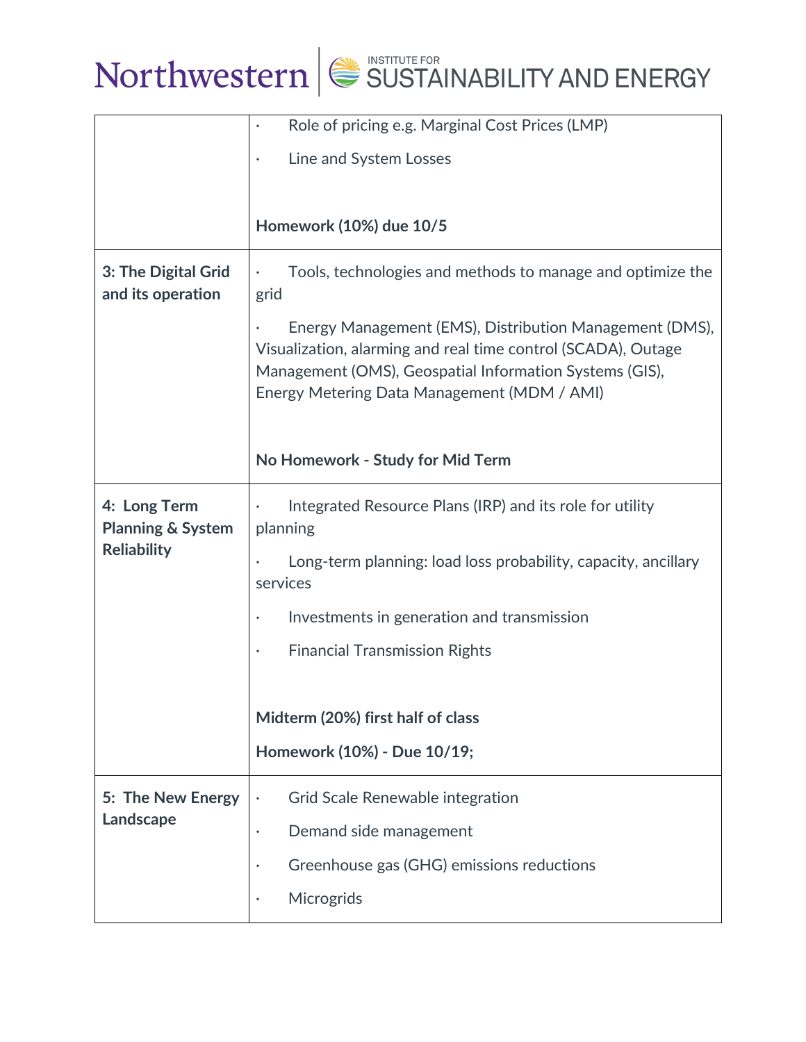| | |
|---|---|
| | · Role of pricing e.g. Marginal Cost Prices (LMP)<br><br>· Line and System Losses<br><br>**Homework (10%) due 10/5** |
| **3: The Digital Grid and its operation** | · Tools, technologies and methods to manage and optimize the grid<br><br>· Energy Management (EMS), Distribution Management (DMS), Visualization, alarming and real time control (SCADA), Outage Management (OMS), Geospatial Information Systems (GIS), Energy Metering Data Management (MDM / AMI)<br><br>**No Homework - Study for Mid Term** |
| **4: Long Term Planning & System Reliability** | · Integrated Resource Plans (IRP) and its role for utility planning<br><br>· Long-term planning: load loss probability, capacity, ancillary services<br><br>· Investments in generation and transmission<br><br>· Financial Transmission Rights<br><br>**Midterm (20%) first half of class**<br><br>**Homework (10%) - Due 10/19;** |
| **5: The New Energy Landscape** | · Grid Scale Renewable integration<br><br>· Demand side management<br><br>· Greenhouse gas (GHG) emissions reductions<br><br>· Microgrids |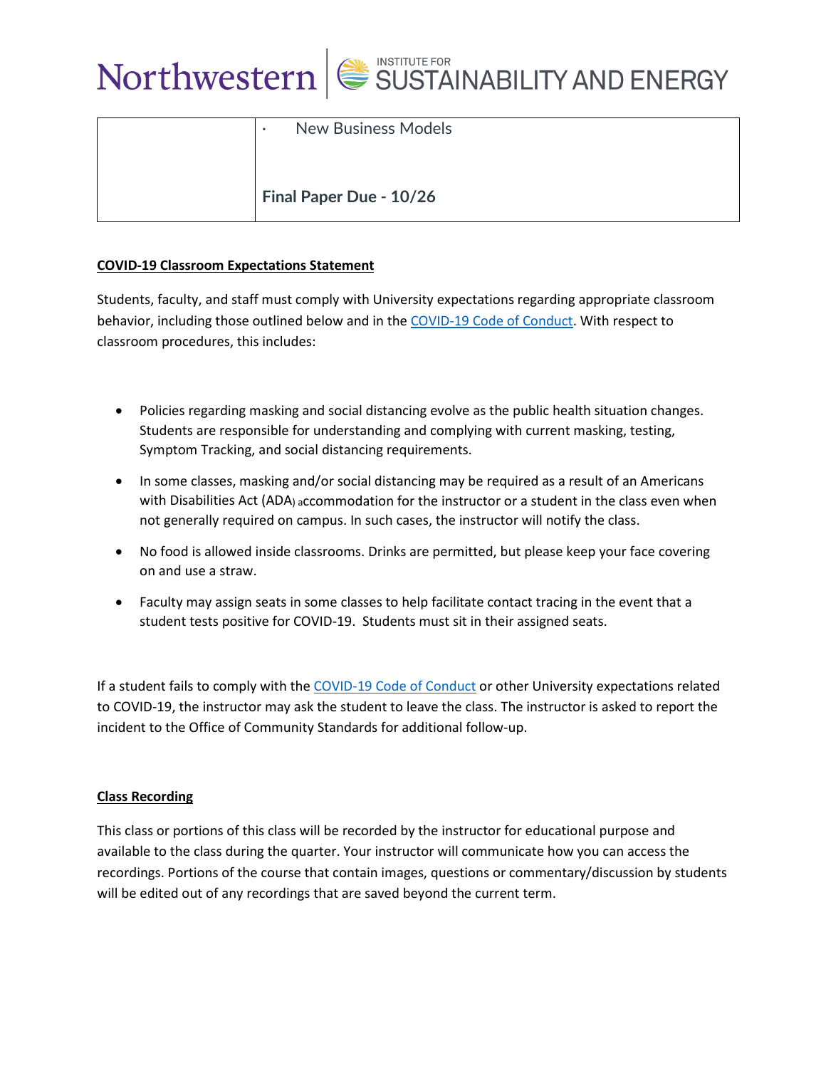| | |
|---|---|
| | · New Business Models<br><br>**Final Paper Due - 10/26** |

**COVID-19 Classroom Expectations Statement**

Students, faculty, and staff must comply with University expectations regarding appropriate classroom behavior, including those outlined below and in the COVID-19 Code of Conduct. With respect to classroom procedures, this includes:

- Policies regarding masking and social distancing evolve as the public health situation changes. Students are responsible for understanding and complying with current masking, testing, Symptom Tracking, and social distancing requirements.
- In some classes, masking and/or social distancing may be required as a result of an Americans with Disabilities Act (ADA) accommodation for the instructor or a student in the class even when not generally required on campus. In such cases, the instructor will notify the class.
- No food is allowed inside classrooms. Drinks are permitted, but please keep your face covering on and use a straw.
- Faculty may assign seats in some classes to help facilitate contact tracing in the event that a student tests positive for COVID-19. Students must sit in their assigned seats.

If a student fails to comply with the COVID-19 Code of Conduct or other University expectations related to COVID-19, the instructor may ask the student to leave the class. The instructor is asked to report the incident to the Office of Community Standards for additional follow-up.

**Class Recording**

This class or portions of this class will be recorded by the instructor for educational purpose and available to the class during the quarter. Your instructor will communicate how you can access the recordings. Portions of the course that contain images, questions or commentary/discussion by students will be edited out of any recordings that are saved beyond the current term.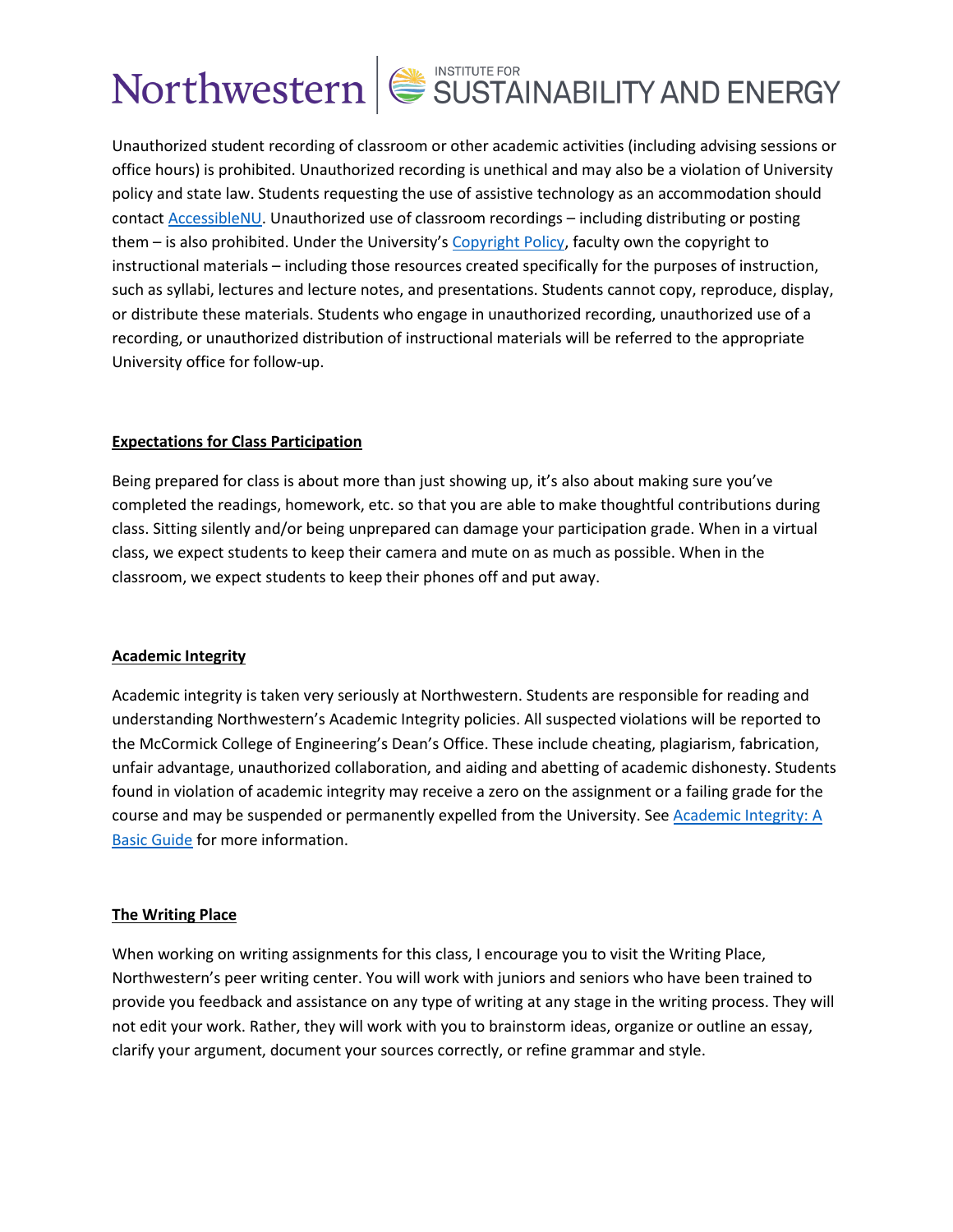Unauthorized student recording of classroom or other academic activities (including advising sessions or office hours) is prohibited. Unauthorized recording is unethical and may also be a violation of University policy and state law. Students requesting the use of assistive technology as an accommodation should contact AccessibleNU. Unauthorized use of classroom recordings – including distributing or posting them – is also prohibited. Under the University's Copyright Policy, faculty own the copyright to instructional materials – including those resources created specifically for the purposes of instruction, such as syllabi, lectures and lecture notes, and presentations. Students cannot copy, reproduce, display, or distribute these materials. Students who engage in unauthorized recording, unauthorized use of a recording, or unauthorized distribution of instructional materials will be referred to the appropriate University office for follow-up.

## Expectations for Class Participation

Being prepared for class is about more than just showing up, it's also about making sure you've completed the readings, homework, etc. so that you are able to make thoughtful contributions during class. Sitting silently and/or being unprepared can damage your participation grade. When in a virtual class, we expect students to keep their camera and mute on as much as possible. When in the classroom, we expect students to keep their phones off and put away.

## Academic Integrity

Academic integrity is taken very seriously at Northwestern. Students are responsible for reading and understanding Northwestern's Academic Integrity policies. All suspected violations will be reported to the McCormick College of Engineering's Dean's Office. These include cheating, plagiarism, fabrication, unfair advantage, unauthorized collaboration, and aiding and abetting of academic dishonesty. Students found in violation of academic integrity may receive a zero on the assignment or a failing grade for the course and may be suspended or permanently expelled from the University. See Academic Integrity: A Basic Guide for more information.

## The Writing Place

When working on writing assignments for this class, I encourage you to visit the Writing Place, Northwestern's peer writing center. You will work with juniors and seniors who have been trained to provide you feedback and assistance on any type of writing at any stage in the writing process. They will not edit your work. Rather, they will work with you to brainstorm ideas, organize or outline an essay, clarify your argument, document your sources correctly, or refine grammar and style.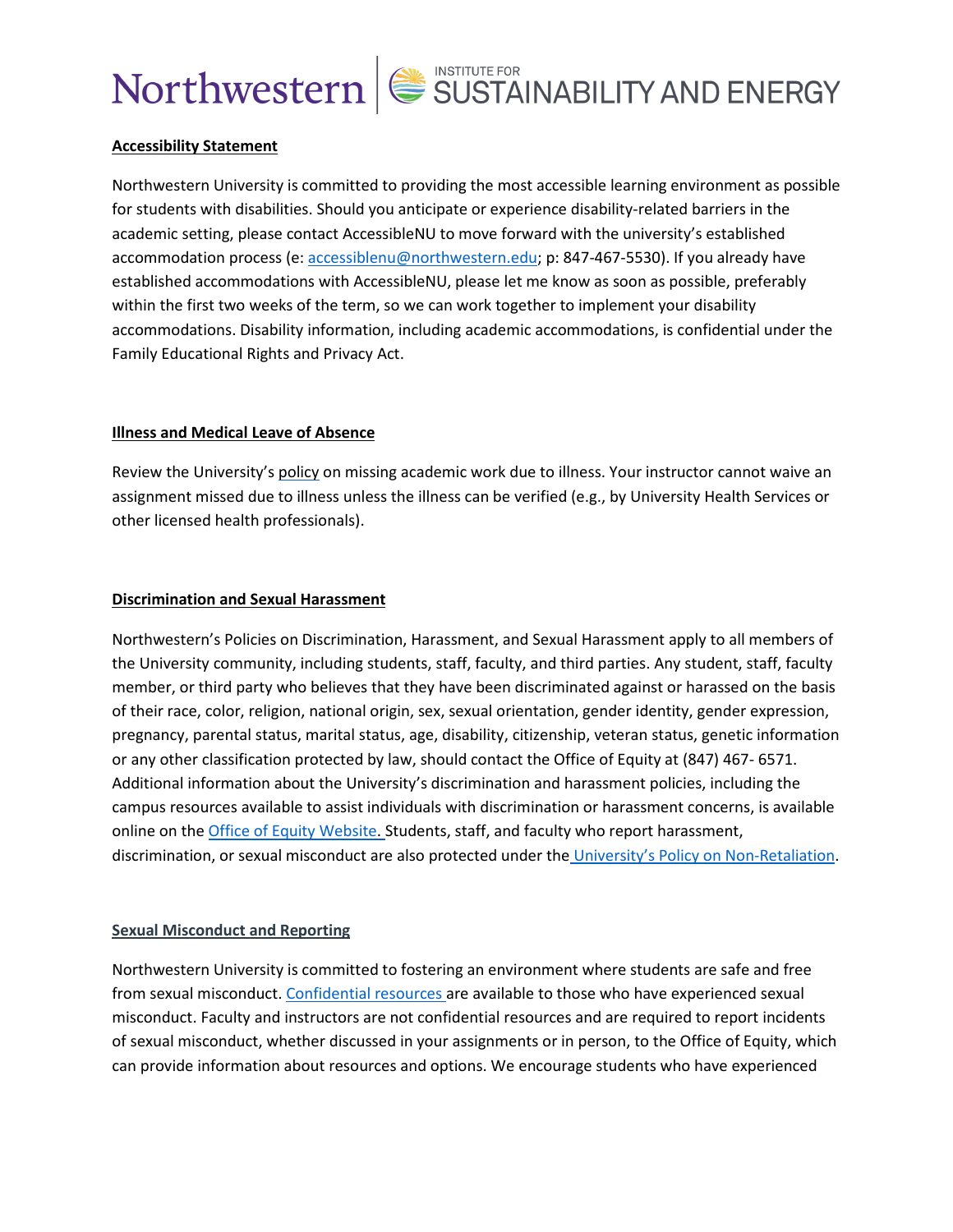**Accessibility Statement**

Northwestern University is committed to providing the most accessible learning environment as possible for students with disabilities. Should you anticipate or experience disability-related barriers in the academic setting, please contact AccessibleNU to move forward with the university's established accommodation process (e: [accessiblenu@northwestern.edu](mailto:accessiblenu@northwestern.edu); p: 847-467-5530). If you already have established accommodations with AccessibleNU, please let me know as soon as possible, preferably within the first two weeks of the term, so we can work together to implement your disability accommodations. Disability information, including academic accommodations, is confidential under the Family Educational Rights and Privacy Act.

**Illness and Medical Leave of Absence**

Review the University's policy on missing academic work due to illness. Your instructor cannot waive an assignment missed due to illness unless the illness can be verified (e.g., by University Health Services or other licensed health professionals).

**Discrimination and Sexual Harassment**

Northwestern's Policies on Discrimination, Harassment, and Sexual Harassment apply to all members of the University community, including students, staff, faculty, and third parties. Any student, staff, faculty member, or third party who believes that they have been discriminated against or harassed on the basis of their race, color, religion, national origin, sex, sexual orientation, gender identity, gender expression, pregnancy, parental status, marital status, age, disability, citizenship, veteran status, genetic information or any other classification protected by law, should contact the Office of Equity at (847) 467- 6571. Additional information about the University's discrimination and harassment policies, including the campus resources available to assist individuals with discrimination or harassment concerns, is available online on the Office of Equity Website. Students, staff, and faculty who report harassment, discrimination, or sexual misconduct are also protected under the University's Policy on Non-Retaliation.

**Sexual Misconduct and Reporting**

Northwestern University is committed to fostering an environment where students are safe and free from sexual misconduct. Confidential resources are available to those who have experienced sexual misconduct. Faculty and instructors are not confidential resources and are required to report incidents of sexual misconduct, whether discussed in your assignments or in person, to the Office of Equity, which can provide information about resources and options. We encourage students who have experienced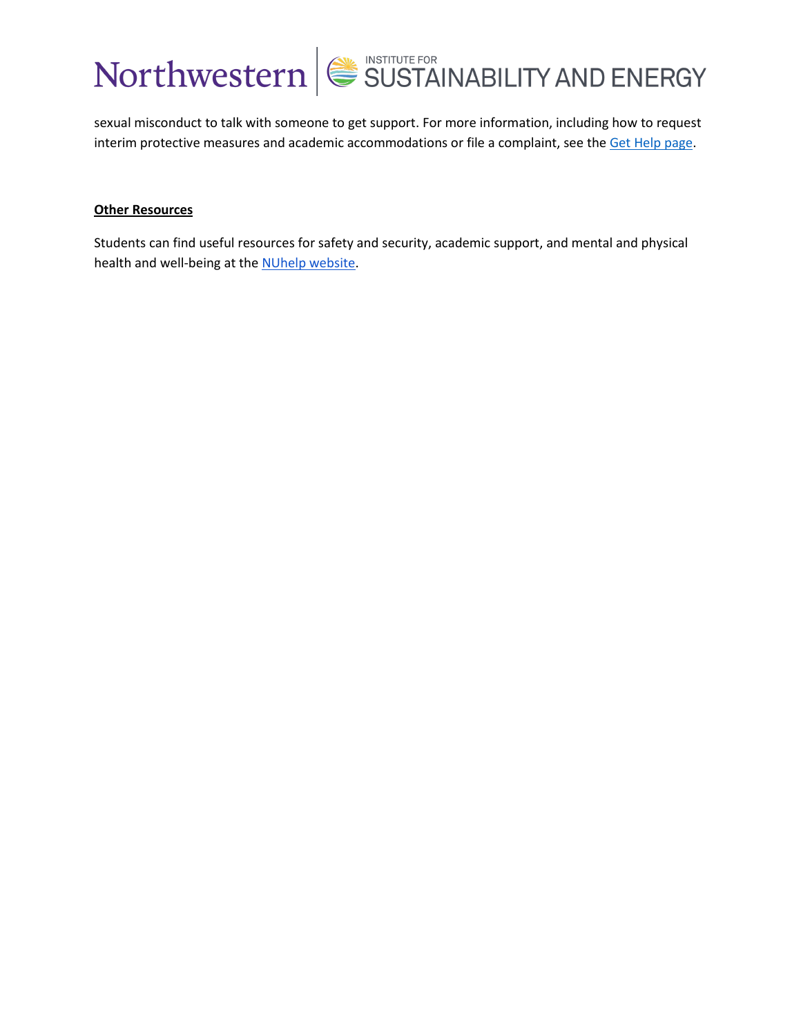sexual misconduct to talk with someone to get support. For more information, including how to request interim protective measures and academic accommodations or file a complaint, see the Get Help page.

**Other Resources**

Students can find useful resources for safety and security, academic support, and mental and physical health and well-being at the NUhelp website.